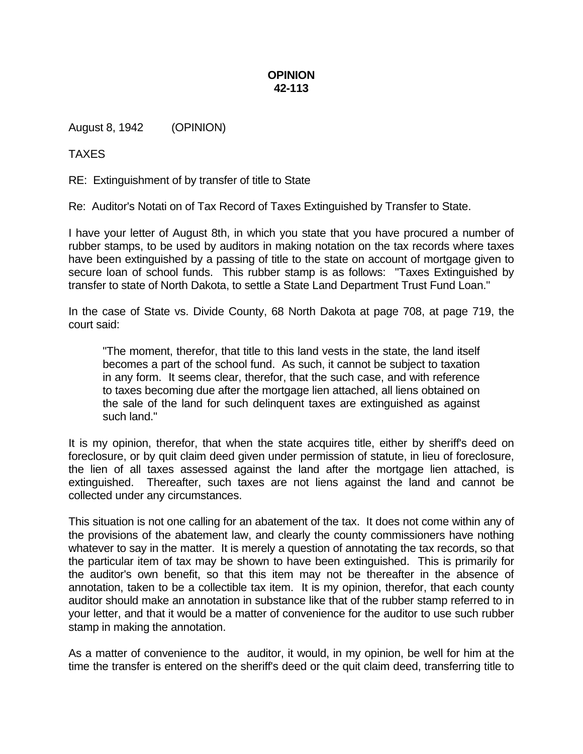**OPINION**
**42-113**

August 8, 1942 (OPINION)

TAXES

RE: Extinguishment of by transfer of title to State

Re: Auditor's Notati on of Tax Record of Taxes Extinguished by Transfer to State.

I have your letter of August 8th, in which you state that you have procured a number of rubber stamps, to be used by auditors in making notation on the tax records where taxes have been extinguished by a passing of title to the state on account of mortgage given to secure loan of school funds. This rubber stamp is as follows: "Taxes Extinguished by transfer to state of North Dakota, to settle a State Land Department Trust Fund Loan."

In the case of State vs. Divide County, 68 North Dakota at page 708, at page 719, the court said:

> "The moment, therefor, that title to this land vests in the state, the land itself becomes a part of the school fund. As such, it cannot be subject to taxation in any form. It seems clear, therefor, that the such case, and with reference to taxes becoming due after the mortgage lien attached, all liens obtained on the sale of the land for such delinquent taxes are extinguished as against such land."

It is my opinion, therefor, that when the state acquires title, either by sheriff's deed on foreclosure, or by quit claim deed given under permission of statute, in lieu of foreclosure, the lien of all taxes assessed against the land after the mortgage lien attached, is extinguished. Thereafter, such taxes are not liens against the land and cannot be collected under any circumstances.

This situation is not one calling for an abatement of the tax. It does not come within any of the provisions of the abatement law, and clearly the county commissioners have nothing whatever to say in the matter. It is merely a question of annotating the tax records, so that the particular item of tax may be shown to have been extinguished. This is primarily for the auditor's own benefit, so that this item may not be thereafter in the absence of annotation, taken to be a collectible tax item. It is my opinion, therefor, that each county auditor should make an annotation in substance like that of the rubber stamp referred to in your letter, and that it would be a matter of convenience for the auditor to use such rubber stamp in making the annotation.

As a matter of convenience to the auditor, it would, in my opinion, be well for him at the time the transfer is entered on the sheriff's deed or the quit claim deed, transferring title to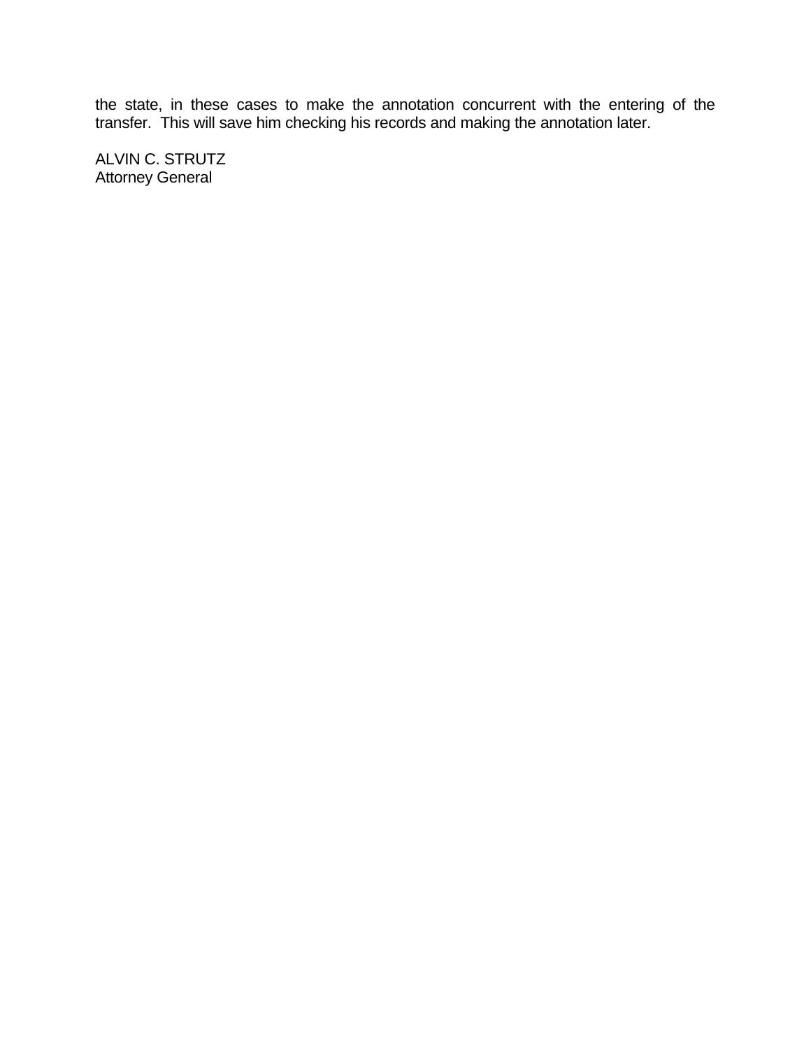the state, in these cases to make the annotation concurrent with the entering of the transfer. This will save him checking his records and making the annotation later.

ALVIN C. STRUTZ
Attorney General